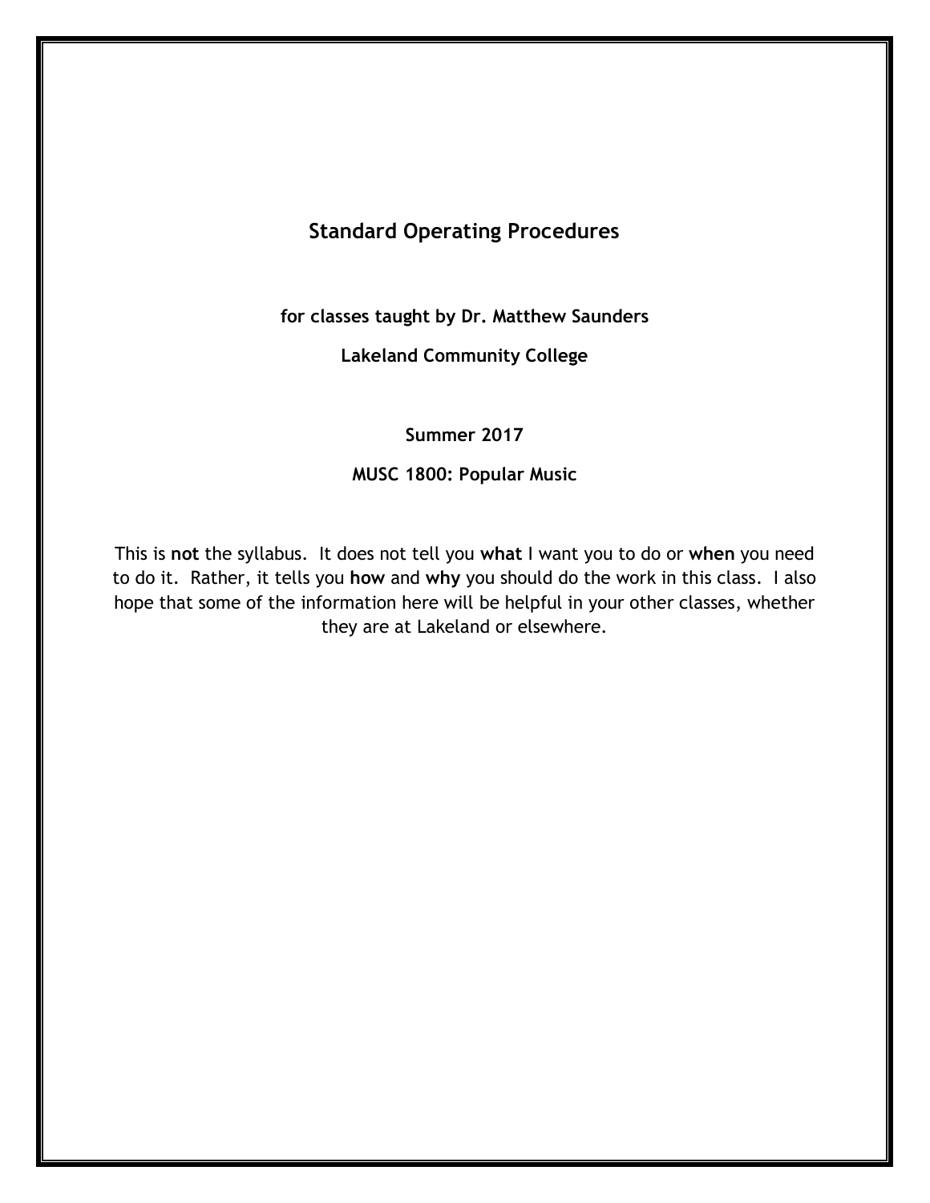# Standard Operating Procedures

**for classes taught by Dr. Matthew Saunders**

**Lakeland Community College**

**Summer 2017**

**MUSC 1800: Popular Music**

This is **not** the syllabus. It does not tell you **what** I want you to do or **when** you need to do it. Rather, it tells you **how** and **why** you should do the work in this class. I also hope that some of the information here will be helpful in your other classes, whether they are at Lakeland or elsewhere.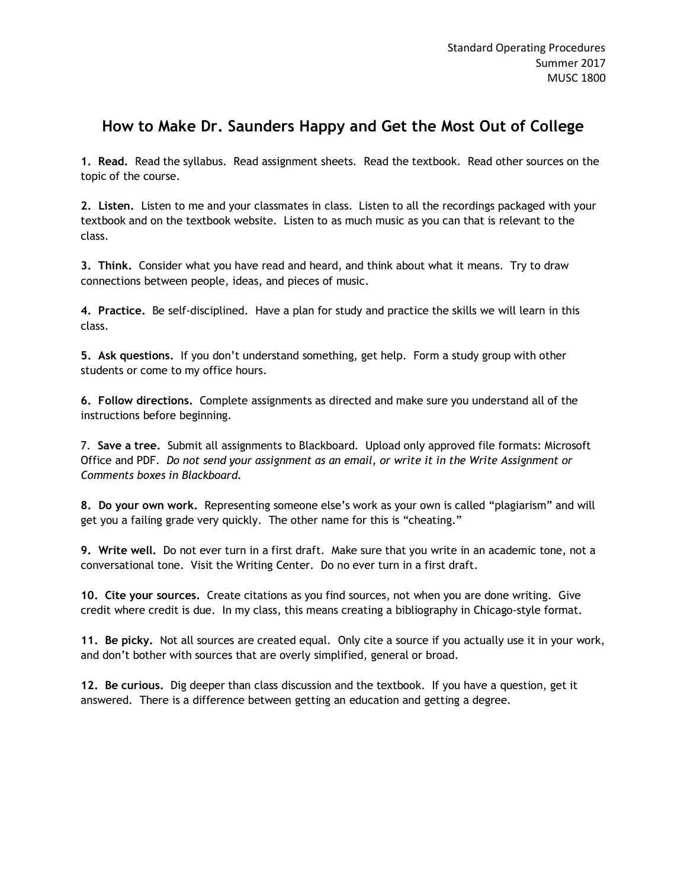Standard Operating Procedures
Summer 2017
MUSC 1800

# How to Make Dr. Saunders Happy and Get the Most Out of College

**1. Read.** Read the syllabus. Read assignment sheets. Read the textbook. Read other sources on the topic of the course.

**2. Listen.** Listen to me and your classmates in class. Listen to all the recordings packaged with your textbook and on the textbook website. Listen to as much music as you can that is relevant to the class.

**3. Think.** Consider what you have read and heard, and think about what it means. Try to draw connections between people, ideas, and pieces of music.

**4. Practice.** Be self-disciplined. Have a plan for study and practice the skills we will learn in this class.

**5. Ask questions.** If you don't understand something, get help. Form a study group with other students or come to my office hours.

**6. Follow directions.** Complete assignments as directed and make sure you understand all of the instructions before beginning.

7. **Save a tree.** Submit all assignments to Blackboard. Upload only approved file formats: Microsoft Office and PDF. *Do not send your assignment as an email, or write it in the Write Assignment or Comments boxes in Blackboard.*

**8. Do your own work.** Representing someone else's work as your own is called "plagiarism" and will get you a failing grade very quickly. The other name for this is "cheating."

**9. Write well.** Do not ever turn in a first draft. Make sure that you write in an academic tone, not a conversational tone. Visit the Writing Center. Do no ever turn in a first draft.

**10. Cite your sources.** Create citations as you find sources, not when you are done writing. Give credit where credit is due. In my class, this means creating a bibliography in Chicago-style format.

**11. Be picky.** Not all sources are created equal. Only cite a source if you actually use it in your work, and don't bother with sources that are overly simplified, general or broad.

**12. Be curious.** Dig deeper than class discussion and the textbook. If you have a question, get it answered. There is a difference between getting an education and getting a degree.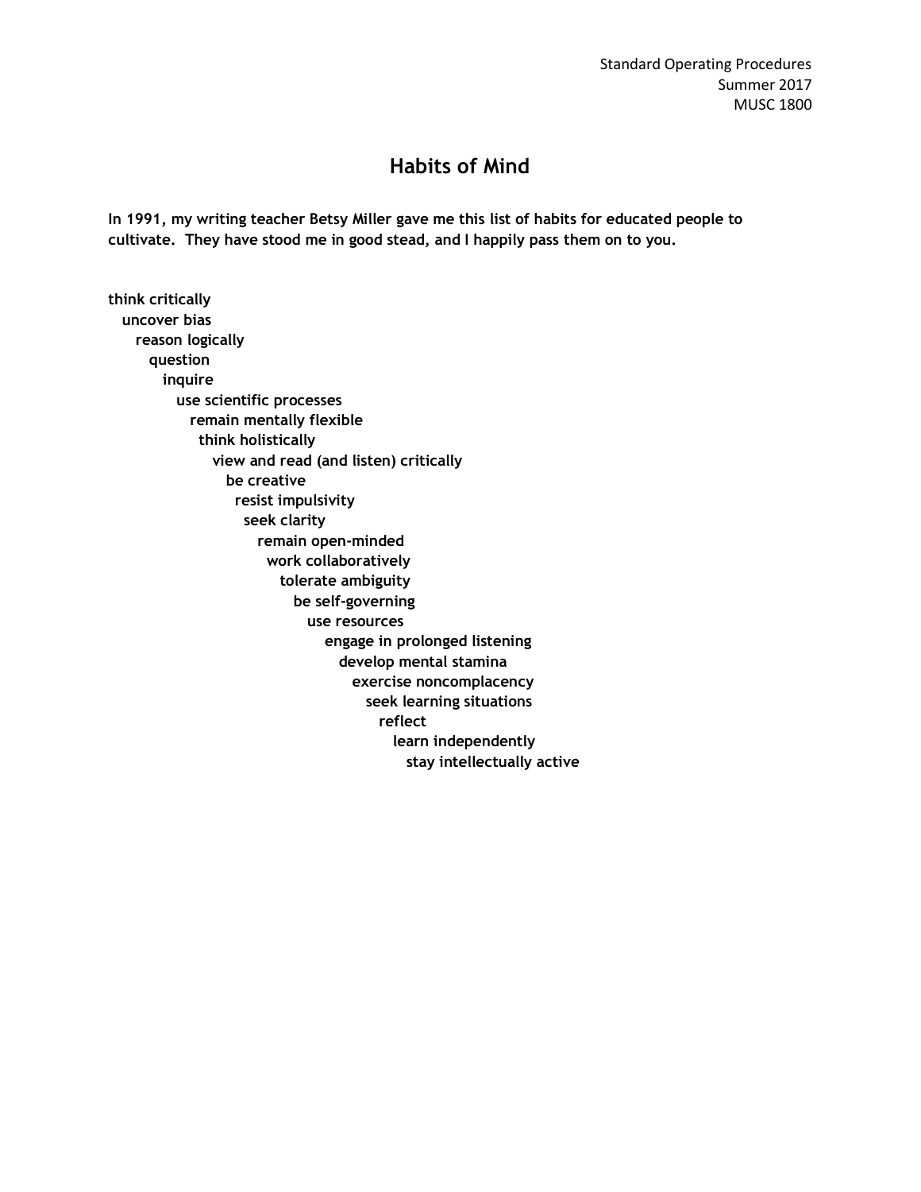# Habits of Mind

**In 1991, my writing teacher Betsy Miller gave me this list of habits for educated people to cultivate. They have stood me in good stead, and I happily pass them on to you.**

**think critically**
**uncover bias**
**reason logically**
**question**
**inquire**
**use scientific processes**
**remain mentally flexible**
**think holistically**
**view and read (and listen) critically**
**be creative**
**resist impulsivity**
**seek clarity**
**remain open-minded**
**work collaboratively**
**tolerate ambiguity**
**be self-governing**
**use resources**
**engage in prolonged listening**
**develop mental stamina**
**exercise noncomplacency**
**seek learning situations**
**reflect**
**learn independently**
**stay intellectually active**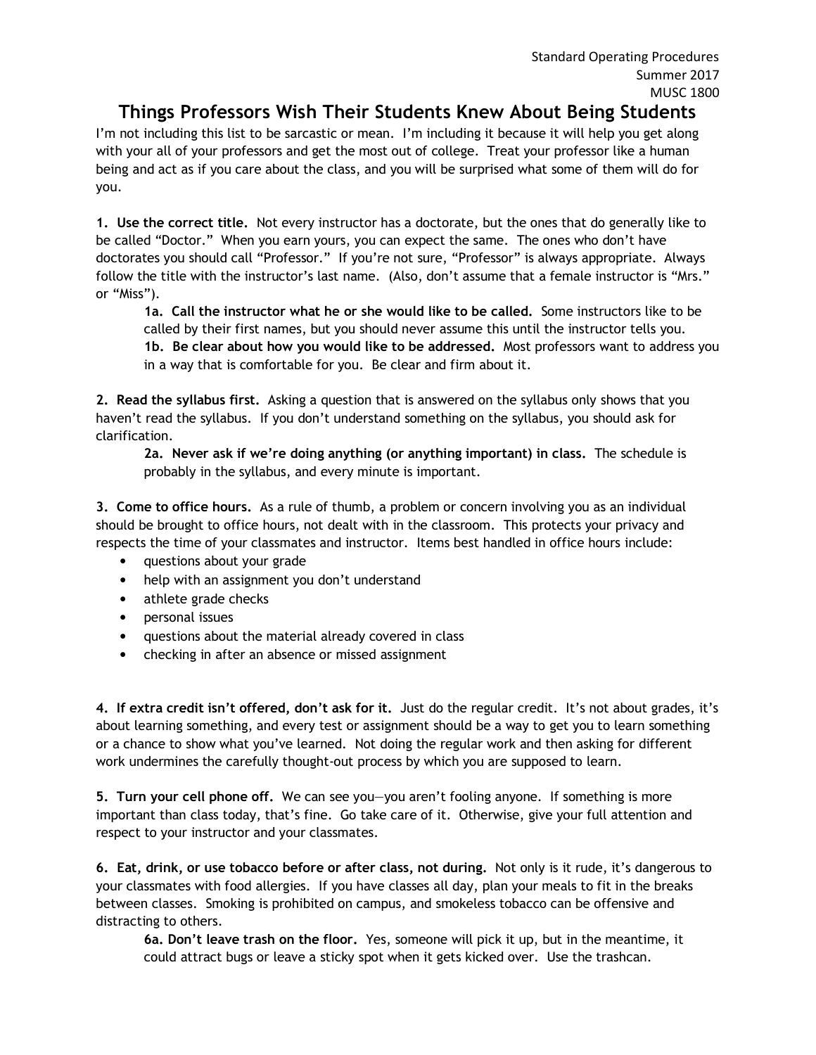Standard Operating Procedures
Summer 2017
MUSC 1800

# Things Professors Wish Their Students Knew About Being Students

I'm not including this list to be sarcastic or mean. I'm including it because it will help you get along with your all of your professors and get the most out of college. Treat your professor like a human being and act as if you care about the class, and you will be surprised what some of them will do for you.

**1. Use the correct title.** Not every instructor has a doctorate, but the ones that do generally like to be called "Doctor." When you earn yours, you can expect the same. The ones who don't have doctorates you should call "Professor." If you're not sure, "Professor" is always appropriate. Always follow the title with the instructor's last name. (Also, don't assume that a female instructor is "Mrs." or "Miss").

> **1a. Call the instructor what he or she would like to be called.** Some instructors like to be called by their first names, but you should never assume this until the instructor tells you.
>
> **1b. Be clear about how you would like to be addressed.** Most professors want to address you in a way that is comfortable for you. Be clear and firm about it.

**2. Read the syllabus first.** Asking a question that is answered on the syllabus only shows that you haven't read the syllabus. If you don't understand something on the syllabus, you should ask for clarification.

> **2a. Never ask if we're doing anything (or anything important) in class.** The schedule is probably in the syllabus, and every minute is important.

**3. Come to office hours.** As a rule of thumb, a problem or concern involving you as an individual should be brought to office hours, not dealt with in the classroom. This protects your privacy and respects the time of your classmates and instructor. Items best handled in office hours include:

- questions about your grade
- help with an assignment you don't understand
- athlete grade checks
- personal issues
- questions about the material already covered in class
- checking in after an absence or missed assignment

**4. If extra credit isn't offered, don't ask for it.** Just do the regular credit. It's not about grades, it's about learning something, and every test or assignment should be a way to get you to learn something or a chance to show what you've learned. Not doing the regular work and then asking for different work undermines the carefully thought-out process by which you are supposed to learn.

**5. Turn your cell phone off.** We can see you—you aren't fooling anyone. If something is more important than class today, that's fine. Go take care of it. Otherwise, give your full attention and respect to your instructor and your classmates.

**6. Eat, drink, or use tobacco before or after class, not during.** Not only is it rude, it's dangerous to your classmates with food allergies. If you have classes all day, plan your meals to fit in the breaks between classes. Smoking is prohibited on campus, and smokeless tobacco can be offensive and distracting to others.

> **6a. Don't leave trash on the floor.** Yes, someone will pick it up, but in the meantime, it could attract bugs or leave a sticky spot when it gets kicked over. Use the trashcan.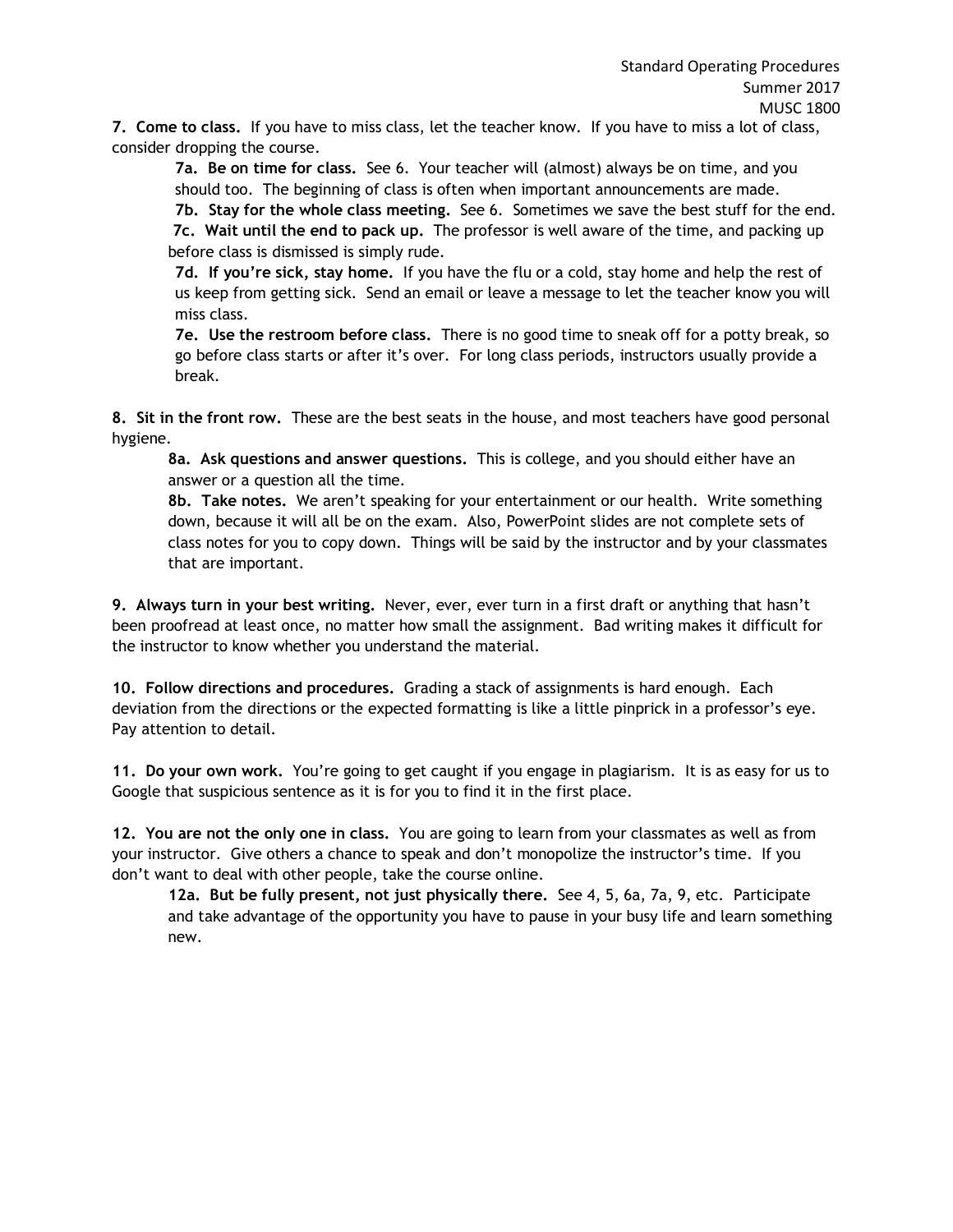**7. Come to class.** If you have to miss class, let the teacher know. If you have to miss a lot of class, consider dropping the course.

> **7a. Be on time for class.** See 6. Your teacher will (almost) always be on time, and you should too. The beginning of class is often when important announcements are made.
>
> **7b. Stay for the whole class meeting.** See 6. Sometimes we save the best stuff for the end.
>
> **7c. Wait until the end to pack up.** The professor is well aware of the time, and packing up before class is dismissed is simply rude.
>
> **7d. If you're sick, stay home.** If you have the flu or a cold, stay home and help the rest of us keep from getting sick. Send an email or leave a message to let the teacher know you will miss class.
>
> **7e. Use the restroom before class.** There is no good time to sneak off for a potty break, so go before class starts or after it's over. For long class periods, instructors usually provide a break.

**8. Sit in the front row.** These are the best seats in the house, and most teachers have good personal hygiene.

> **8a. Ask questions and answer questions.** This is college, and you should either have an answer or a question all the time.
>
> **8b. Take notes.** We aren't speaking for your entertainment or our health. Write something down, because it will all be on the exam. Also, PowerPoint slides are not complete sets of class notes for you to copy down. Things will be said by the instructor and by your classmates that are important.

**9. Always turn in your best writing.** Never, ever, ever turn in a first draft or anything that hasn't been proofread at least once, no matter how small the assignment. Bad writing makes it difficult for the instructor to know whether you understand the material.

**10. Follow directions and procedures.** Grading a stack of assignments is hard enough. Each deviation from the directions or the expected formatting is like a little pinprick in a professor's eye. Pay attention to detail.

**11. Do your own work.** You're going to get caught if you engage in plagiarism. It is as easy for us to Google that suspicious sentence as it is for you to find it in the first place.

**12. You are not the only one in class.** You are going to learn from your classmates as well as from your instructor. Give others a chance to speak and don't monopolize the instructor's time. If you don't want to deal with other people, take the course online.

> **12a. But be fully present, not just physically there.** See 4, 5, 6a, 7a, 9, etc. Participate and take advantage of the opportunity you have to pause in your busy life and learn something new.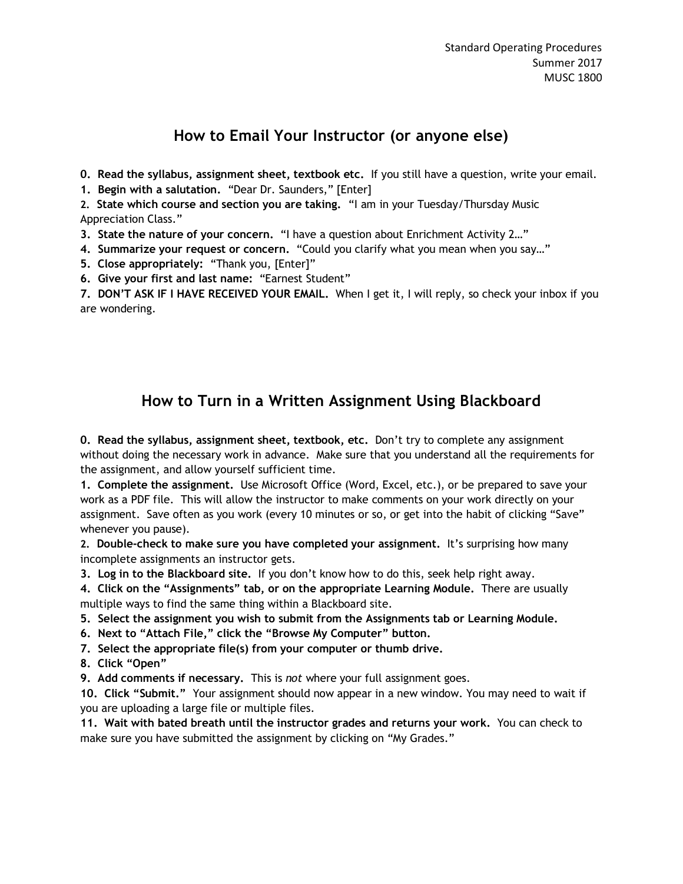Standard Operating Procedures
Summer 2017
MUSC 1800

## How to Email Your Instructor (or anyone else)

**0. Read the syllabus, assignment sheet, textbook etc.** If you still have a question, write your email.
**1. Begin with a salutation.** "Dear Dr. Saunders," [Enter]
**2. State which course and section you are taking.** "I am in your Tuesday/Thursday Music Appreciation Class."
**3. State the nature of your concern.** "I have a question about Enrichment Activity 2…"
**4. Summarize your request or concern.** "Could you clarify what you mean when you say…"
**5. Close appropriately:** "Thank you, [Enter]"
**6. Give your first and last name:** "Earnest Student"
**7. DON'T ASK IF I HAVE RECEIVED YOUR EMAIL.** When I get it, I will reply, so check your inbox if you are wondering.

## How to Turn in a Written Assignment Using Blackboard

**0. Read the syllabus, assignment sheet, textbook, etc.** Don't try to complete any assignment without doing the necessary work in advance. Make sure that you understand all the requirements for the assignment, and allow yourself sufficient time.
**1. Complete the assignment.** Use Microsoft Office (Word, Excel, etc.), or be prepared to save your work as a PDF file. This will allow the instructor to make comments on your work directly on your assignment. Save often as you work (every 10 minutes or so, or get into the habit of clicking "Save" whenever you pause).
**2. Double-check to make sure you have completed your assignment.** It's surprising how many incomplete assignments an instructor gets.
**3. Log in to the Blackboard site.** If you don't know how to do this, seek help right away.
**4. Click on the "Assignments" tab, or on the appropriate Learning Module.** There are usually multiple ways to find the same thing within a Blackboard site.
**5. Select the assignment you wish to submit from the Assignments tab or Learning Module.**
**6. Next to "Attach File," click the "Browse My Computer" button.**
**7. Select the appropriate file(s) from your computer or thumb drive.**
**8. Click "Open"**
**9. Add comments if necessary.** This is *not* where your full assignment goes.
**10. Click "Submit."** Your assignment should now appear in a new window. You may need to wait if you are uploading a large file or multiple files.
**11. Wait with bated breath until the instructor grades and returns your work.** You can check to make sure you have submitted the assignment by clicking on "My Grades."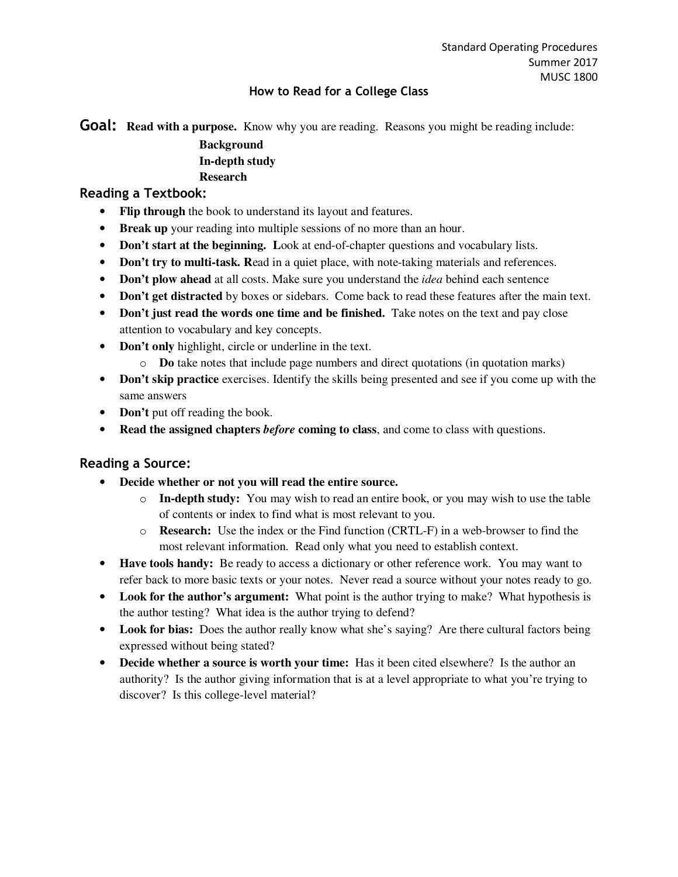Standard Operating Procedures
Summer 2017
MUSC 1800

# How to Read for a College Class

**Goal:** **Read with a purpose.** Know why you are reading. Reasons you might be reading include:

**Background**
**In-depth study**
**Research**

## Reading a Textbook:

- **Flip through** the book to understand its layout and features.
- **Break up** your reading into multiple sessions of no more than an hour.
- **Don't start at the beginning. L**ook at end-of-chapter questions and vocabulary lists.
- **Don't try to multi-task. R**ead in a quiet place, with note-taking materials and references.
- **Don't plow ahead** at all costs. Make sure you understand the *idea* behind each sentence
- **Don't get distracted** by boxes or sidebars. Come back to read these features after the main text.
- **Don't just read the words one time and be finished.** Take notes on the text and pay close attention to vocabulary and key concepts.
- **Don't only** highlight, circle or underline in the text.
  - **Do** take notes that include page numbers and direct quotations (in quotation marks)
- **Don't skip practice** exercises. Identify the skills being presented and see if you come up with the same answers
- **Don't** put off reading the book.
- **Read the assigned chapters *before* coming to class**, and come to class with questions.

## Reading a Source:

- **Decide whether or not you will read the entire source.**
  - **In-depth study:** You may wish to read an entire book, or you may wish to use the table of contents or index to find what is most relevant to you.
  - **Research:** Use the index or the Find function (CRTL-F) in a web-browser to find the most relevant information. Read only what you need to establish context.
- **Have tools handy:** Be ready to access a dictionary or other reference work. You may want to refer back to more basic texts or your notes. Never read a source without your notes ready to go.
- **Look for the author's argument:** What point is the author trying to make? What hypothesis is the author testing? What idea is the author trying to defend?
- **Look for bias:** Does the author really know what she's saying? Are there cultural factors being expressed without being stated?
- **Decide whether a source is worth your time:** Has it been cited elsewhere? Is the author an authority? Is the author giving information that is at a level appropriate to what you're trying to discover? Is this college-level material?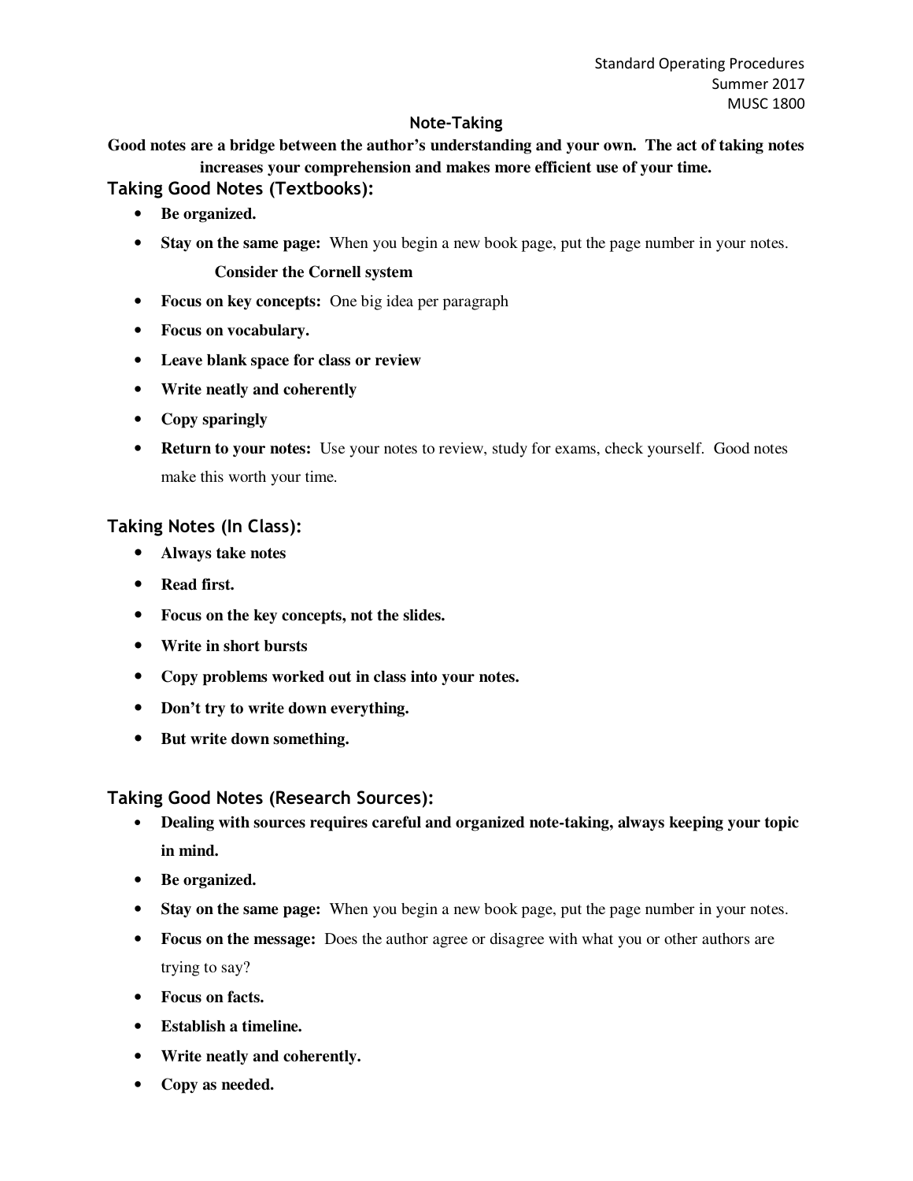## Note-Taking

**Good notes are a bridge between the author's understanding and your own. The act of taking notes increases your comprehension and makes more efficient use of your time.**

### Taking Good Notes (Textbooks):

- **Be organized.**
- **Stay on the same page:** When you begin a new book page, put the page number in your notes.

  **Consider the Cornell system**

- **Focus on key concepts:** One big idea per paragraph
- **Focus on vocabulary.**
- **Leave blank space for class or review**
- **Write neatly and coherently**
- **Copy sparingly**
- **Return to your notes:** Use your notes to review, study for exams, check yourself. Good notes make this worth your time.

### Taking Notes (In Class):

- **Always take notes**
- **Read first.**
- **Focus on the key concepts, not the slides.**
- **Write in short bursts**
- **Copy problems worked out in class into your notes.**
- **Don't try to write down everything.**
- **But write down something.**

### Taking Good Notes (Research Sources):

- **Dealing with sources requires careful and organized note-taking, always keeping your topic in mind.**
- **Be organized.**
- **Stay on the same page:** When you begin a new book page, put the page number in your notes.
- **Focus on the message:** Does the author agree or disagree with what you or other authors are trying to say?
- **Focus on facts.**
- **Establish a timeline.**
- **Write neatly and coherently.**
- **Copy as needed.**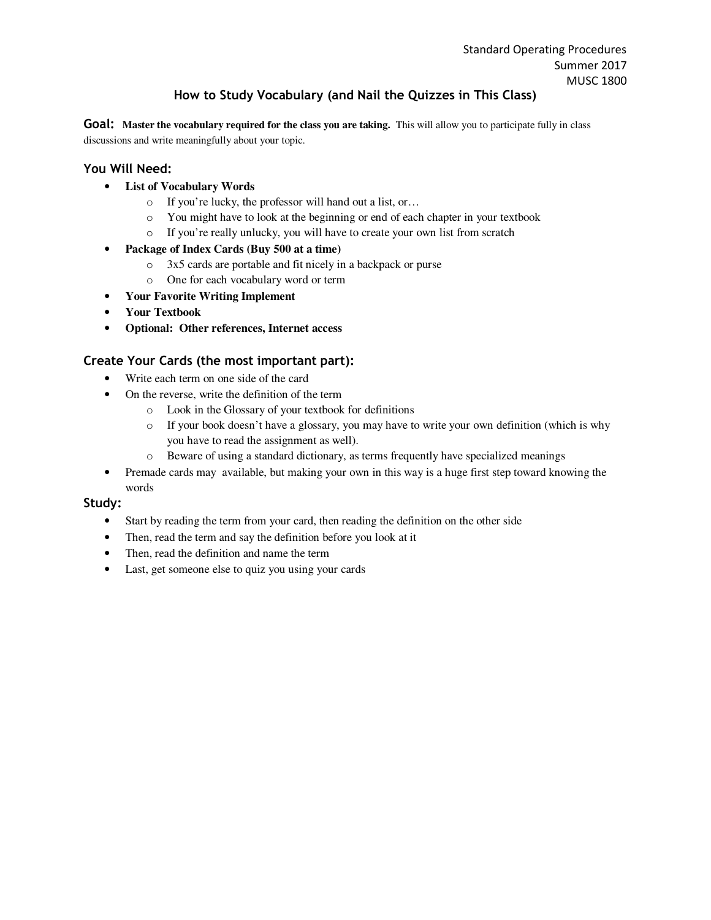Standard Operating Procedures
Summer 2017
MUSC 1800

## How to Study Vocabulary (and Nail the Quizzes in This Class)

**Goal:** **Master the vocabulary required for the class you are taking.** This will allow you to participate fully in class discussions and write meaningfully about your topic.

### You Will Need:

- **List of Vocabulary Words**
  - If you're lucky, the professor will hand out a list, or…
  - You might have to look at the beginning or end of each chapter in your textbook
  - If you're really unlucky, you will have to create your own list from scratch
- **Package of Index Cards (Buy 500 at a time)**
  - 3x5 cards are portable and fit nicely in a backpack or purse
  - One for each vocabulary word or term
- **Your Favorite Writing Implement**
- **Your Textbook**
- **Optional: Other references, Internet access**

### Create Your Cards (the most important part):

- Write each term on one side of the card
- On the reverse, write the definition of the term
  - Look in the Glossary of your textbook for definitions
  - If your book doesn't have a glossary, you may have to write your own definition (which is why you have to read the assignment as well).
  - Beware of using a standard dictionary, as terms frequently have specialized meanings
- Premade cards may available, but making your own in this way is a huge first step toward knowing the words

### Study:

- Start by reading the term from your card, then reading the definition on the other side
- Then, read the term and say the definition before you look at it
- Then, read the definition and name the term
- Last, get someone else to quiz you using your cards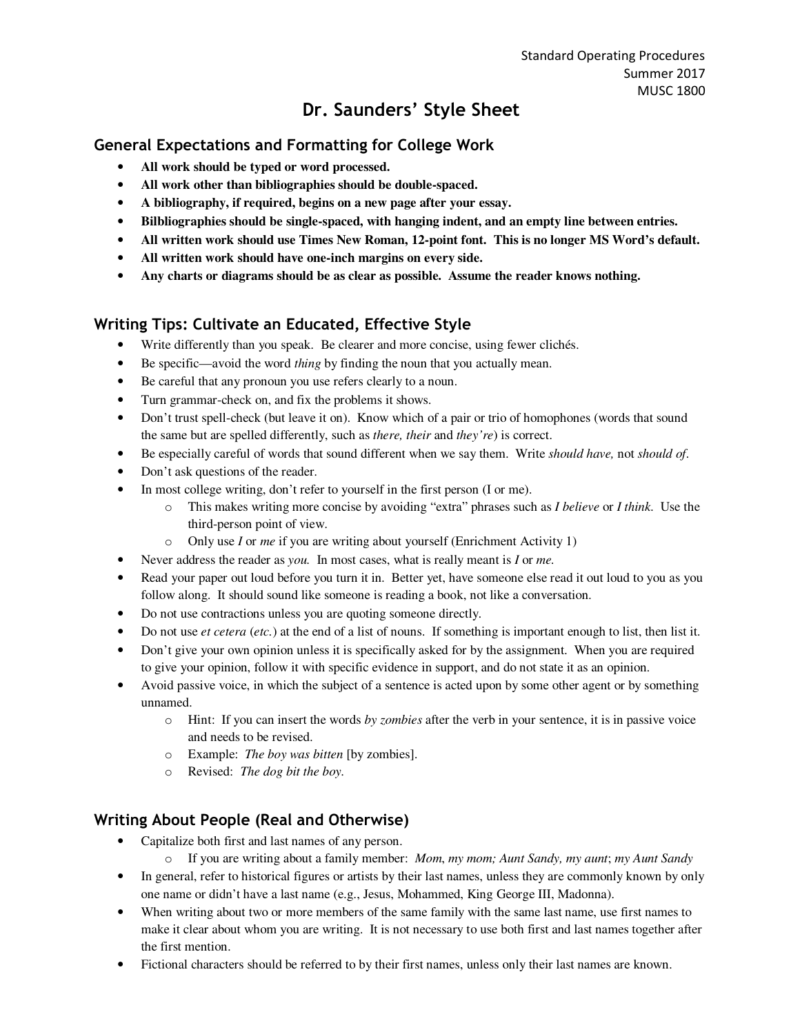Standard Operating Procedures
Summer 2017
MUSC 1800

# Dr. Saunders' Style Sheet

## General Expectations and Formatting for College Work

- **All work should be typed or word processed.**
- **All work other than bibliographies should be double-spaced.**
- **A bibliography, if required, begins on a new page after your essay.**
- **Bilbliographies should be single-spaced, with hanging indent, and an empty line between entries.**
- **All written work should use Times New Roman, 12-point font. This is no longer MS Word's default.**
- **All written work should have one-inch margins on every side.**
- **Any charts or diagrams should be as clear as possible. Assume the reader knows nothing.**

## Writing Tips: Cultivate an Educated, Effective Style

- Write differently than you speak. Be clearer and more concise, using fewer clichés.
- Be specific—avoid the word *thing* by finding the noun that you actually mean.
- Be careful that any pronoun you use refers clearly to a noun.
- Turn grammar-check on, and fix the problems it shows.
- Don't trust spell-check (but leave it on). Know which of a pair or trio of homophones (words that sound the same but are spelled differently, such as *there, their* and *they're*) is correct.
- Be especially careful of words that sound different when we say them. Write *should have,* not *should of*.
- Don't ask questions of the reader.
- In most college writing, don't refer to yourself in the first person (I or me).
  - This makes writing more concise by avoiding "extra" phrases such as *I believe* or *I think*. Use the third-person point of view.
  - Only use *I* or *me* if you are writing about yourself (Enrichment Activity 1)
- Never address the reader as *you.* In most cases, what is really meant is ***I*** or ***me.***
- Read your paper out loud before you turn it in. Better yet, have someone else read it out loud to you as you follow along. It should sound like someone is reading a book, not like a conversation.
- Do not use contractions unless you are quoting someone directly.
- Do not use *et cetera* (*etc.*) at the end of a list of nouns. If something is important enough to list, then list it.
- Don't give your own opinion unless it is specifically asked for by the assignment. When you are required to give your opinion, follow it with specific evidence in support, and do not state it as an opinion.
- Avoid passive voice, in which the subject of a sentence is acted upon by some other agent or by something unnamed.
  - Hint: If you can insert the words *by zombies* after the verb in your sentence, it is in passive voice and needs to be revised.
  - Example: *The boy was bitten* [by zombies].
  - Revised: *The dog bit the boy.*

## Writing About People (Real and Otherwise)

- Capitalize both first and last names of any person.
  - If you are writing about a family member: *Mom*, *my mom; Aunt Sandy, my aunt*; *my Aunt Sandy*
- In general, refer to historical figures or artists by their last names, unless they are commonly known by only one name or didn't have a last name (e.g., Jesus, Mohammed, King George III, Madonna).
- When writing about two or more members of the same family with the same last name, use first names to make it clear about whom you are writing. It is not necessary to use both first and last names together after the first mention.
- Fictional characters should be referred to by their first names, unless only their last names are known.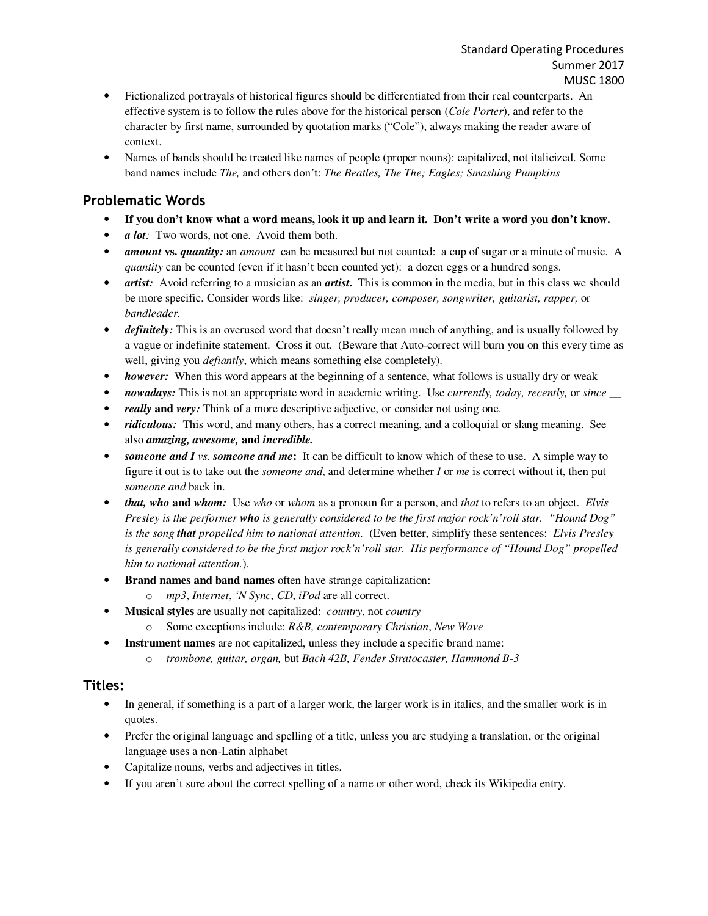- Fictionalized portrayals of historical figures should be differentiated from their real counterparts. An effective system is to follow the rules above for the historical person (*Cole Porter*), and refer to the character by first name, surrounded by quotation marks ("Cole"), always making the reader aware of context.
- Names of bands should be treated like names of people (proper nouns): capitalized, not italicized. Some band names include *The,* and others don't: *The Beatles, The The; Eagles; Smashing Pumpkins*

## Problematic Words

- **If you don't know what a word means, look it up and learn it. Don't write a word you don't know.**
- ***a lot:*** Two words, not one. Avoid them both.
- ***amount* vs. *quantity:*** an *amount* can be measured but not counted: a cup of sugar or a minute of music. A *quantity* can be counted (even if it hasn't been counted yet): a dozen eggs or a hundred songs.
- ***artist:*** Avoid referring to a musician as an ***artist***. This is common in the media, but in this class we should be more specific. Consider words like: *singer, producer, composer, songwriter, guitarist, rapper,* or *bandleader.*
- ***definitely:*** This is an overused word that doesn't really mean much of anything, and is usually followed by a vague or indefinite statement. Cross it out. (Beware that Auto-correct will burn you on this every time as well, giving you *defiantly*, which means something else completely).
- ***however:*** When this word appears at the beginning of a sentence, what follows is usually dry or weak
- ***nowadays:*** This is not an appropriate word in academic writing. Use *currently, today, recently,* or *since __*
- ***really* and *very:*** Think of a more descriptive adjective, or consider not using one.
- ***ridiculous:*** This word, and many others, has a correct meaning, and a colloquial or slang meaning. See also ***amazing, awesome,* and *incredible.***
- ***someone and I*** *vs.* ***someone and me*****:** It can be difficult to know which of these to use. A simple way to figure it out is to take out the *someone and*, and determine whether *I* or *me* is correct without it, then put *someone and* back in.
- ***that, who* and *whom:*** Use *who* or *whom* as a pronoun for a person, and *that* to refers to an object. *Elvis Presley is the performer* ***who*** *is generally considered to be the first major rock'n'roll star. "Hound Dog" is the song* ***that*** *propelled him to national attention.* (Even better, simplify these sentences: *Elvis Presley is generally considered to be the first major rock'n'roll star. His performance of "Hound Dog" propelled him to national attention.*).
- **Brand names and band names** often have strange capitalization:
  - *mp3*, *Internet*, *'N Sync*, *CD*, *iPod* are all correct.
- **Musical styles** are usually not capitalized: *country*, not *country*
  - Some exceptions include: *R&B, contemporary Christian*, *New Wave*
- **Instrument names** are not capitalized, unless they include a specific brand name:
  - *trombone, guitar, organ,* but *Bach 42B, Fender Stratocaster, Hammond B-3*

## Titles:

- In general, if something is a part of a larger work, the larger work is in italics, and the smaller work is in quotes.
- Prefer the original language and spelling of a title, unless you are studying a translation, or the original language uses a non-Latin alphabet
- Capitalize nouns, verbs and adjectives in titles.
- If you aren't sure about the correct spelling of a name or other word, check its Wikipedia entry.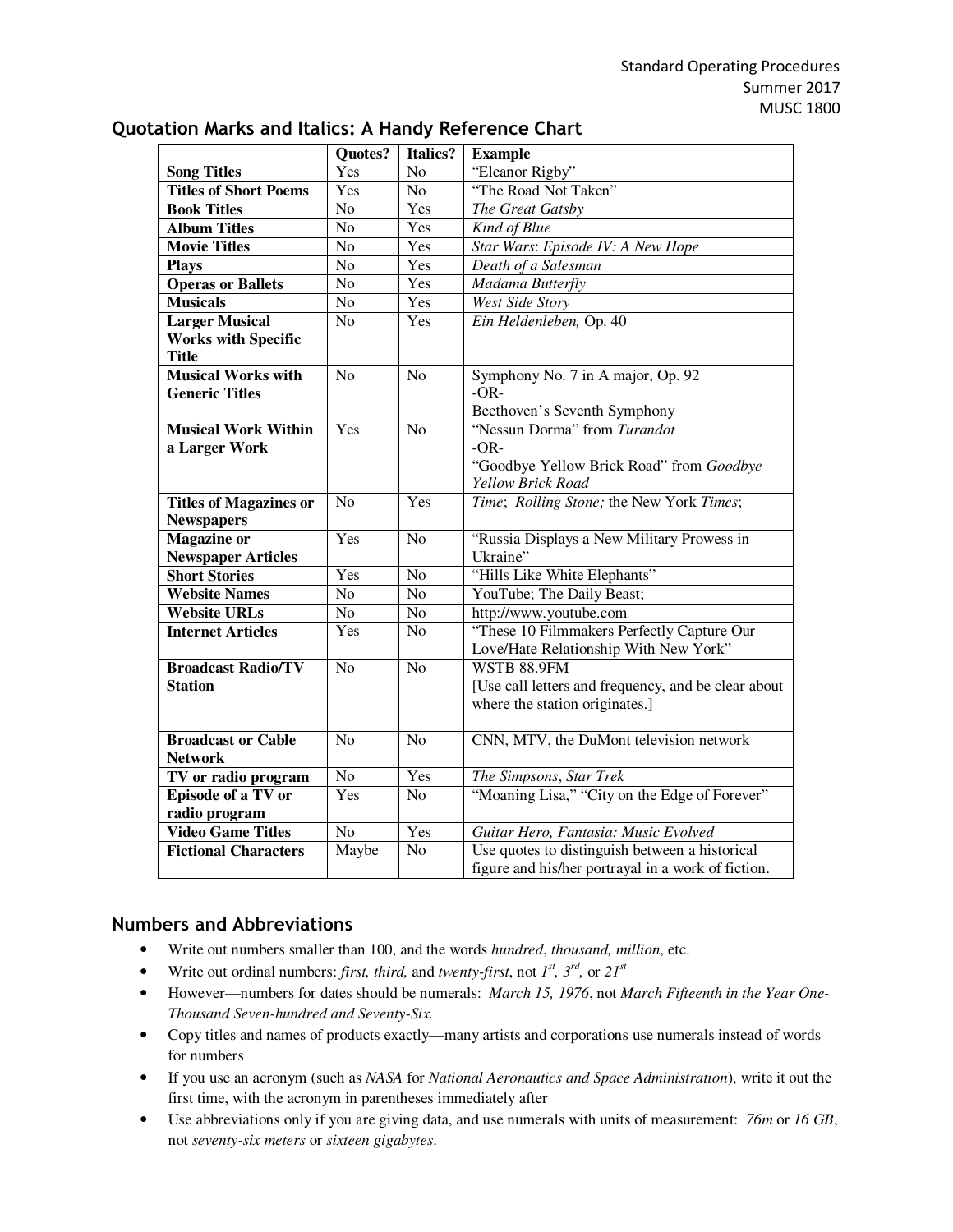## Quotation Marks and Italics: A Handy Reference Chart

| | Quotes? | Italics? | Example |
|---|---|---|---|
| **Song Titles** | Yes | No | "Eleanor Rigby" |
| **Titles of Short Poems** | Yes | No | "The Road Not Taken" |
| **Book Titles** | No | Yes | *The Great Gatsby* |
| **Album Titles** | No | Yes | *Kind of Blue* |
| **Movie Titles** | No | Yes | *Star Wars*: *Episode IV: A New Hope* |
| **Plays** | No | Yes | *Death of a Salesman* |
| **Operas or Ballets** | No | Yes | *Madama Butterfly* |
| **Musicals** | No | Yes | *West Side Story* |
| **Larger Musical Works with Specific Title** | No | Yes | *Ein Heldenleben,* Op. 40 |
| **Musical Works with Generic Titles** | No | No | Symphony No. 7 in A major, Op. 92<br>-OR-<br>Beethoven's Seventh Symphony |
| **Musical Work Within a Larger Work** | Yes | No | "Nessun Dorma" from *Turandot*<br>-OR-<br>"Goodbye Yellow Brick Road" from *Goodbye Yellow Brick Road* |
| **Titles of Magazines or Newspapers** | No | Yes | *Time*; *Rolling Stone;* the New York *Times*; |
| **Magazine or Newspaper Articles** | Yes | No | "Russia Displays a New Military Prowess in Ukraine" |
| **Short Stories** | Yes | No | "Hills Like White Elephants" |
| **Website Names** | No | No | YouTube; The Daily Beast; |
| **Website URLs** | No | No | http://www.youtube.com |
| **Internet Articles** | Yes | No | "These 10 Filmmakers Perfectly Capture Our Love/Hate Relationship With New York" |
| **Broadcast Radio/TV Station** | No | No | WSTB 88.9FM<br>[Use call letters and frequency, and be clear about where the station originates.] |
| **Broadcast or Cable Network** | No | No | CNN, MTV, the DuMont television network |
| **TV or radio program** | No | Yes | *The Simpsons*, *Star Trek* |
| **Episode of a TV or radio program** | Yes | No | "Moaning Lisa," "City on the Edge of Forever" |
| **Video Game Titles** | No | Yes | *Guitar Hero, Fantasia: Music Evolved* |
| **Fictional Characters** | Maybe | No | Use quotes to distinguish between a historical figure and his/her portrayal in a work of fiction. |

## Numbers and Abbreviations

- Write out numbers smaller than 100, and the words *hundred*, *thousand, million*, etc.
- Write out ordinal numbers: *first, third,* and *twenty-first*, not *1st, 3rd,* or *21st*
- However—numbers for dates should be numerals: *March 15, 1976*, not *March Fifteenth in the Year One-Thousand Seven-hundred and Seventy-Six.*
- Copy titles and names of products exactly—many artists and corporations use numerals instead of words for numbers
- If you use an acronym (such as *NASA* for *National Aeronautics and Space Administration*), write it out the first time, with the acronym in parentheses immediately after
- Use abbreviations only if you are giving data, and use numerals with units of measurement: *76m* or *16 GB*, not *seventy-six meters* or *sixteen gigabytes*.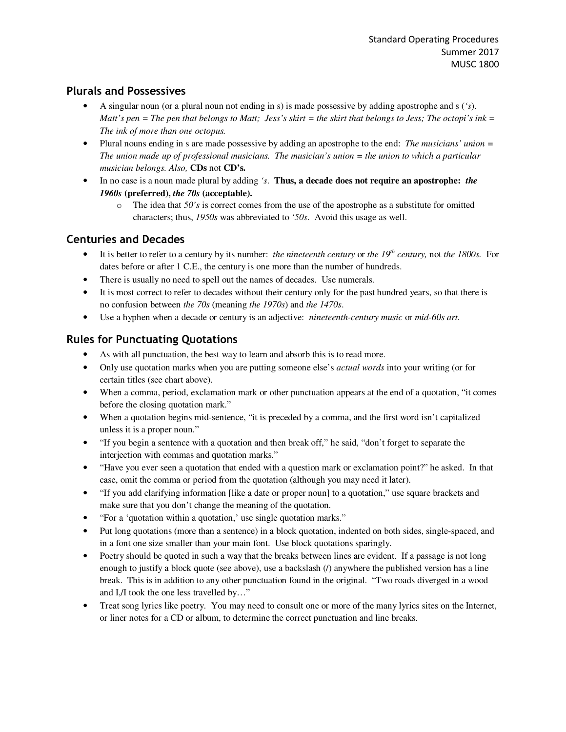## Plurals and Possessives

- A singular noun (or a plural noun not ending in s) is made possessive by adding apostrophe and s (*'s*). *Matt's pen = The pen that belongs to Matt; Jess's skirt = the skirt that belongs to Jess; The octopi's ink = The ink of more than one octopus.*
- Plural nouns ending in s are made possessive by adding an apostrophe to the end: *The musicians' union = The union made up of professional musicians. The musician's union = the union to which a particular musician belongs. Also,* **CDs** not **CD's.**
- In no case is a noun made plural by adding *'s*. **Thus, a decade does not require an apostrophe: *the 1960s* (preferred), *the 70s* (acceptable).**
    - The idea that *50's* is correct comes from the use of the apostrophe as a substitute for omitted characters; thus, *1950s* was abbreviated to *'50s*. Avoid this usage as well.

## Centuries and Decades

- It is better to refer to a century by its number: *the nineteenth century* or *the 19th century,* not *the 1800s.* For dates before or after 1 C.E., the century is one more than the number of hundreds.
- There is usually no need to spell out the names of decades. Use numerals.
- It is most correct to refer to decades without their century only for the past hundred years, so that there is no confusion between *the 70s* (meaning *the 1970s*) and *the 1470s*.
- Use a hyphen when a decade or century is an adjective: *nineteenth-century music* or *mid-60s art*.

## Rules for Punctuating Quotations

- As with all punctuation, the best way to learn and absorb this is to read more.
- Only use quotation marks when you are putting someone else's *actual words* into your writing (or for certain titles (see chart above).
- When a comma, period, exclamation mark or other punctuation appears at the end of a quotation, "it comes before the closing quotation mark."
- When a quotation begins mid-sentence, "it is preceded by a comma, and the first word isn't capitalized unless it is a proper noun."
- "If you begin a sentence with a quotation and then break off," he said, "don't forget to separate the interjection with commas and quotation marks."
- "Have you ever seen a quotation that ended with a question mark or exclamation point?" he asked. In that case, omit the comma or period from the quotation (although you may need it later).
- "If you add clarifying information [like a date or proper noun] to a quotation," use square brackets and make sure that you don't change the meaning of the quotation.
- "For a 'quotation within a quotation,' use single quotation marks."
- Put long quotations (more than a sentence) in a block quotation, indented on both sides, single-spaced, and in a font one size smaller than your main font. Use block quotations sparingly.
- Poetry should be quoted in such a way that the breaks between lines are evident. If a passage is not long enough to justify a block quote (see above), use a backslash (/) anywhere the published version has a line break. This is in addition to any other punctuation found in the original. "Two roads diverged in a wood and I,/I took the one less travelled by…"
- Treat song lyrics like poetry. You may need to consult one or more of the many lyrics sites on the Internet, or liner notes for a CD or album, to determine the correct punctuation and line breaks.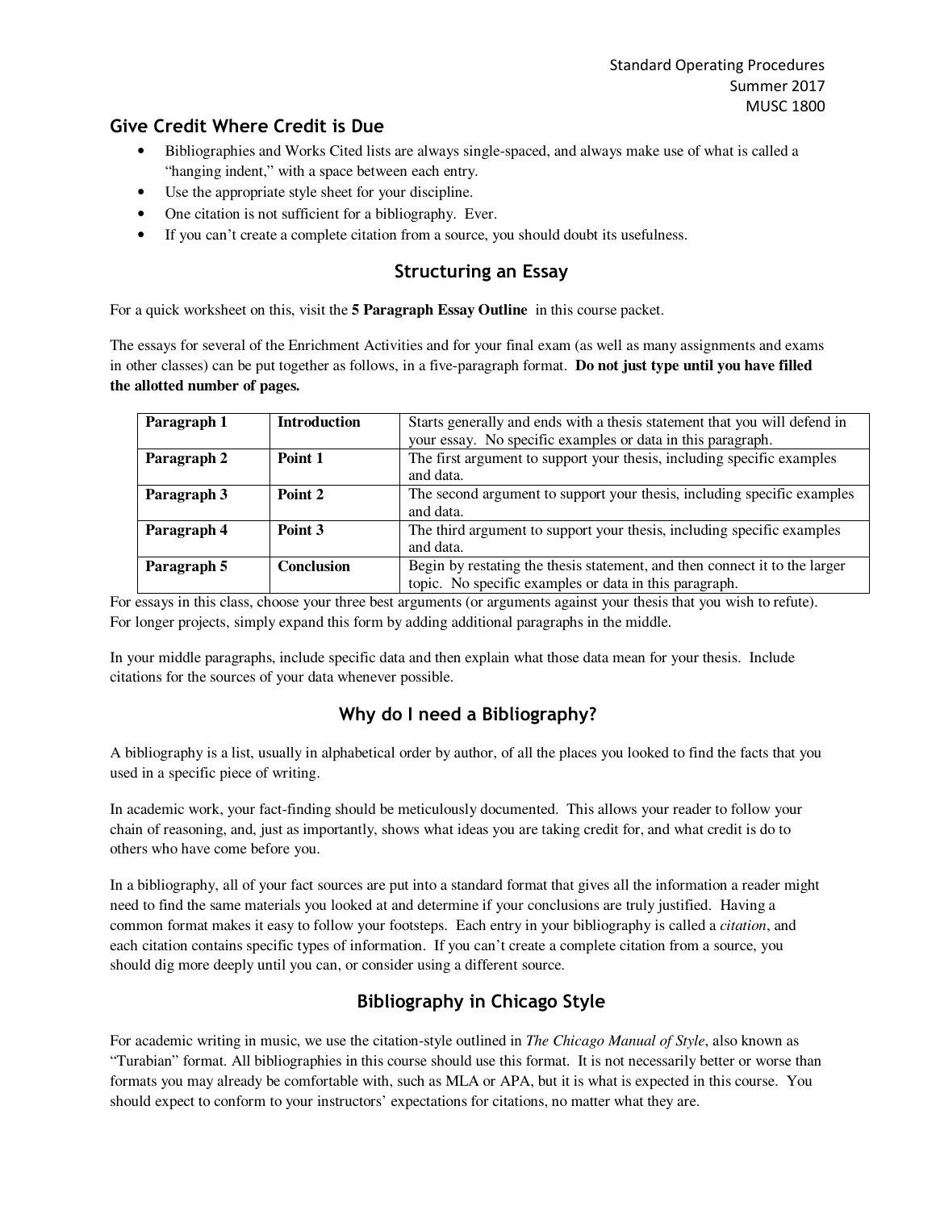## Give Credit Where Credit is Due

- Bibliographies and Works Cited lists are always single-spaced, and always make use of what is called a "hanging indent," with a space between each entry.
- Use the appropriate style sheet for your discipline.
- One citation is not sufficient for a bibliography. Ever.
- If you can't create a complete citation from a source, you should doubt its usefulness.

## Structuring an Essay

For a quick worksheet on this, visit the **5 Paragraph Essay Outline** in this course packet.

The essays for several of the Enrichment Activities and for your final exam (as well as many assignments and exams in other classes) can be put together as follows, in a five-paragraph format. **Do not just type until you have filled the allotted number of pages.**

| **Paragraph 1** | **Introduction** | Starts generally and ends with a thesis statement that you will defend in your essay. No specific examples or data in this paragraph. |
|---|---|---|
| **Paragraph 2** | **Point 1** | The first argument to support your thesis, including specific examples and data. |
| **Paragraph 3** | **Point 2** | The second argument to support your thesis, including specific examples and data. |
| **Paragraph 4** | **Point 3** | The third argument to support your thesis, including specific examples and data. |
| **Paragraph 5** | **Conclusion** | Begin by restating the thesis statement, and then connect it to the larger topic. No specific examples or data in this paragraph. |

For essays in this class, choose your three best arguments (or arguments against your thesis that you wish to refute). For longer projects, simply expand this form by adding additional paragraphs in the middle.

In your middle paragraphs, include specific data and then explain what those data mean for your thesis. Include citations for the sources of your data whenever possible.

## Why do I need a Bibliography?

A bibliography is a list, usually in alphabetical order by author, of all the places you looked to find the facts that you used in a specific piece of writing.

In academic work, your fact-finding should be meticulously documented. This allows your reader to follow your chain of reasoning, and, just as importantly, shows what ideas you are taking credit for, and what credit is do to others who have come before you.

In a bibliography, all of your fact sources are put into a standard format that gives all the information a reader might need to find the same materials you looked at and determine if your conclusions are truly justified. Having a common format makes it easy to follow your footsteps. Each entry in your bibliography is called a *citation*, and each citation contains specific types of information. If you can't create a complete citation from a source, you should dig more deeply until you can, or consider using a different source.

## Bibliography in Chicago Style

For academic writing in music, we use the citation-style outlined in *The Chicago Manual of Style*, also known as "Turabian" format. All bibliographies in this course should use this format. It is not necessarily better or worse than formats you may already be comfortable with, such as MLA or APA, but it is what is expected in this course. You should expect to conform to your instructors' expectations for citations, no matter what they are.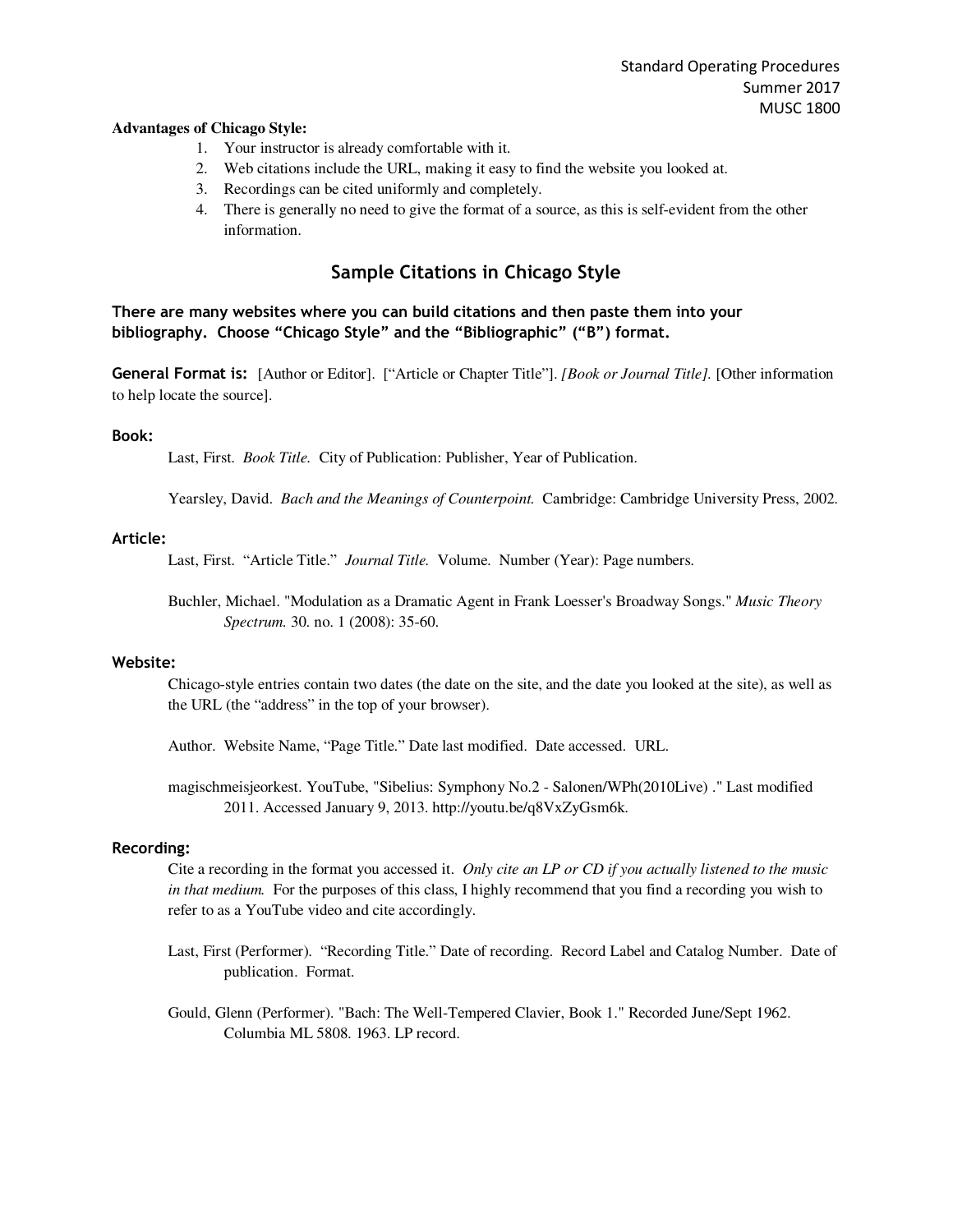**Advantages of Chicago Style:**

1. Your instructor is already comfortable with it.
2. Web citations include the URL, making it easy to find the website you looked at.
3. Recordings can be cited uniformly and completely.
4. There is generally no need to give the format of a source, as this is self-evident from the other information.

## Sample Citations in Chicago Style

**There are many websites where you can build citations and then paste them into your bibliography. Choose "Chicago Style" and the "Bibliographic" ("B") format.**

**General Format is:** [Author or Editor]. ["Article or Chapter Title"]. *[Book or Journal Title].* [Other information to help locate the source].

### Book:

Last, First. *Book Title.* City of Publication: Publisher, Year of Publication.

Yearsley, David. *Bach and the Meanings of Counterpoint.* Cambridge: Cambridge University Press, 2002.

### Article:

Last, First. "Article Title." *Journal Title.* Volume. Number (Year): Page numbers.

Buchler, Michael. "Modulation as a Dramatic Agent in Frank Loesser's Broadway Songs." *Music Theory Spectrum.* 30. no. 1 (2008): 35-60.

### Website:

Chicago-style entries contain two dates (the date on the site, and the date you looked at the site), as well as the URL (the "address" in the top of your browser).

Author. Website Name, "Page Title." Date last modified. Date accessed. URL.

magischmeisjeorkest. YouTube, "Sibelius: Symphony No.2 - Salonen/WPh(2010Live) ." Last modified 2011. Accessed January 9, 2013. http://youtu.be/q8VxZyGsm6k.

### Recording:

Cite a recording in the format you accessed it. *Only cite an LP or CD if you actually listened to the music in that medium.* For the purposes of this class, I highly recommend that you find a recording you wish to refer to as a YouTube video and cite accordingly.

Last, First (Performer). "Recording Title." Date of recording. Record Label and Catalog Number. Date of publication. Format.

Gould, Glenn (Performer). "Bach: The Well-Tempered Clavier, Book 1." Recorded June/Sept 1962. Columbia ML 5808. 1963. LP record.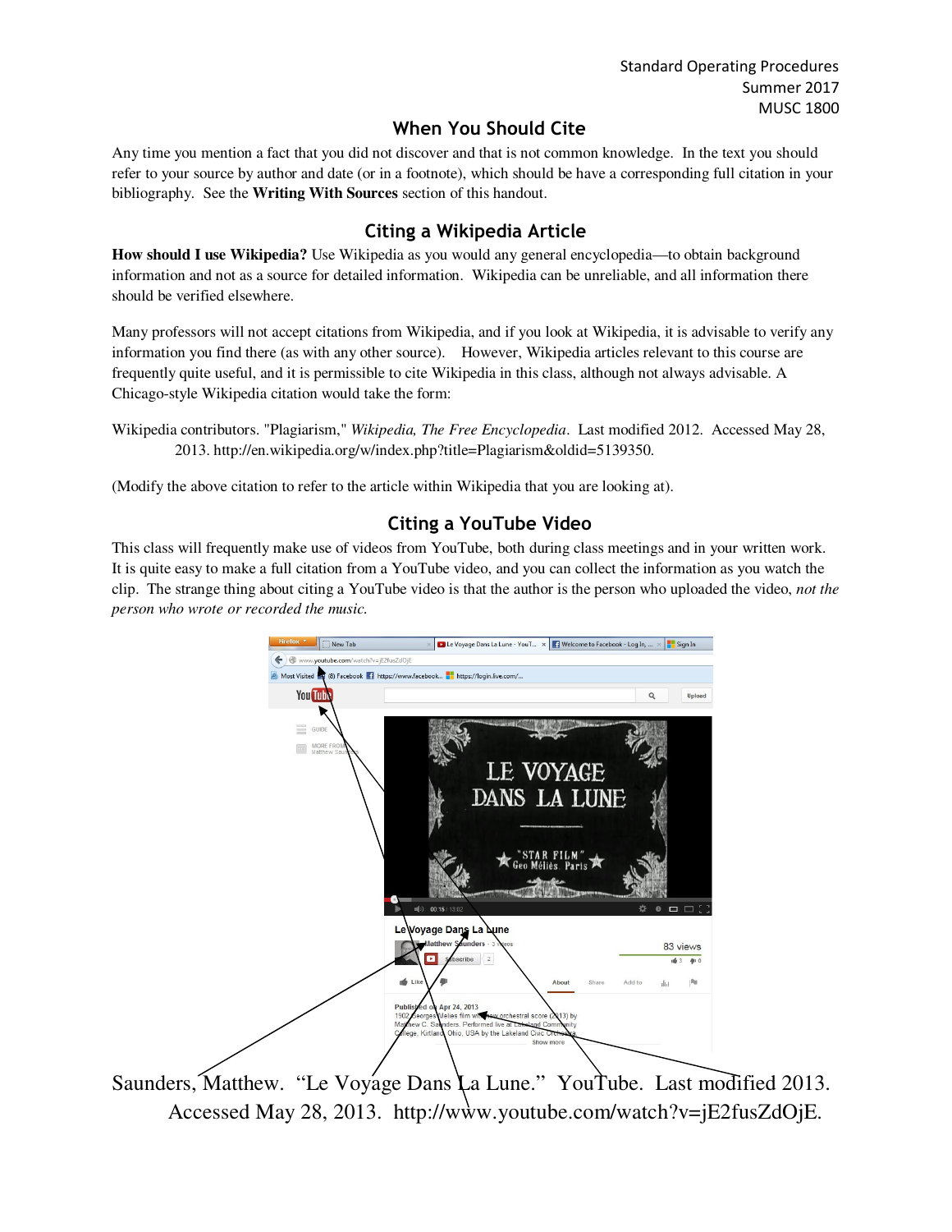# When You Should Cite

Any time you mention a fact that you did not discover and that is not common knowledge. In the text you should refer to your source by author and date (or in a footnote), which should be have a corresponding full citation in your bibliography. See the **Writing With Sources** section of this handout.

# Citing a Wikipedia Article

**How should I use Wikipedia?** Use Wikipedia as you would any general encyclopedia—to obtain background information and not as a source for detailed information. Wikipedia can be unreliable, and all information there should be verified elsewhere.

Many professors will not accept citations from Wikipedia, and if you look at Wikipedia, it is advisable to verify any information you find there (as with any other source). However, Wikipedia articles relevant to this course are frequently quite useful, and it is permissible to cite Wikipedia in this class, although not always advisable. A Chicago-style Wikipedia citation would take the form:

Wikipedia contributors. "Plagiarism," *Wikipedia, The Free Encyclopedia*. Last modified 2012. Accessed May 28, 2013. http://en.wikipedia.org/w/index.php?title=Plagiarism&oldid=5139350.

(Modify the above citation to refer to the article within Wikipedia that you are looking at).

# Citing a YouTube Video

This class will frequently make use of videos from YouTube, both during class meetings and in your written work. It is quite easy to make a full citation from a YouTube video, and you can collect the information as you watch the clip. The strange thing about citing a YouTube video is that the author is the person who uploaded the video, *not the person who wrote or recorded the music.*

Saunders, Matthew. "Le Voyage Dans La Lune." YouTube. Last modified 2013. Accessed May 28, 2013. http://www.youtube.com/watch?v=jE2fusZdOjE.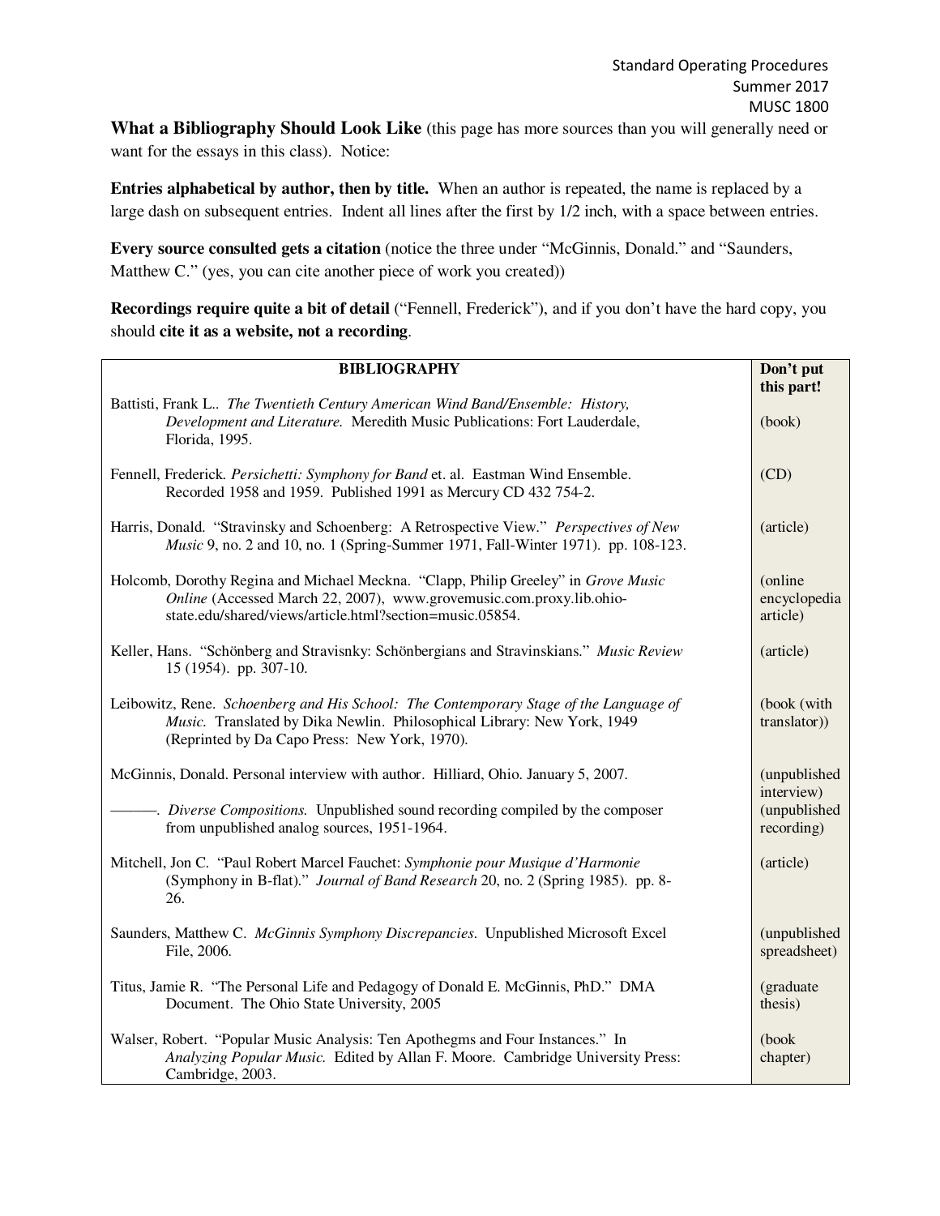**What a Bibliography Should Look Like** (this page has more sources than you will generally need or want for the essays in this class). Notice:

**Entries alphabetical by author, then by title.** When an author is repeated, the name is replaced by a large dash on subsequent entries. Indent all lines after the first by 1/2 inch, with a space between entries.

**Every source consulted gets a citation** (notice the three under "McGinnis, Donald." and "Saunders, Matthew C." (yes, you can cite another piece of work you created))

**Recordings require quite a bit of detail** ("Fennell, Frederick"), and if you don't have the hard copy, you should **cite it as a website, not a recording**.

| **BIBLIOGRAPHY** | **Don't put this part!** |
|---|---|
| Battisti, Frank L.. *The Twentieth Century American Wind Band/Ensemble: History, Development and Literature.* Meredith Music Publications: Fort Lauderdale, Florida, 1995. | (book) |
| Fennell, Frederick. *Persichetti: Symphony for Band* et. al. Eastman Wind Ensemble. Recorded 1958 and 1959. Published 1991 as Mercury CD 432 754-2. | (CD) |
| Harris, Donald. "Stravinsky and Schoenberg: A Retrospective View." *Perspectives of New Music* 9, no. 2 and 10, no. 1 (Spring-Summer 1971, Fall-Winter 1971). pp. 108-123. | (article) |
| Holcomb, Dorothy Regina and Michael Meckna. "Clapp, Philip Greeley" in *Grove Music Online* (Accessed March 22, 2007), www.grovemusic.com.proxy.lib.ohio-state.edu/shared/views/article.html?section=music.05854. | (online encyclopedia article) |
| Keller, Hans. "Schönberg and Stravisnky: Schönbergians and Stravinskians." *Music Review* 15 (1954). pp. 307-10. | (article) |
| Leibowitz, Rene. *Schoenberg and His School: The Contemporary Stage of the Language of Music.* Translated by Dika Newlin. Philosophical Library: New York, 1949 (Reprinted by Da Capo Press: New York, 1970). | (book (with translator)) |
| McGinnis, Donald. Personal interview with author. Hilliard, Ohio. January 5, 2007. | (unpublished interview) |
| ———. *Diverse Compositions.* Unpublished sound recording compiled by the composer from unpublished analog sources, 1951-1964. | (unpublished recording) |
| Mitchell, Jon C. "Paul Robert Marcel Fauchet: *Symphonie pour Musique d'Harmonie* (Symphony in B-flat)." *Journal of Band Research* 20, no. 2 (Spring 1985). pp. 8-26. | (article) |
| Saunders, Matthew C. *McGinnis Symphony Discrepancies.* Unpublished Microsoft Excel File, 2006. | (unpublished spreadsheet) |
| Titus, Jamie R. "The Personal Life and Pedagogy of Donald E. McGinnis, PhD." DMA Document. The Ohio State University, 2005 | (graduate thesis) |
| Walser, Robert. "Popular Music Analysis: Ten Apothegms and Four Instances." In *Analyzing Popular Music.* Edited by Allan F. Moore. Cambridge University Press: Cambridge, 2003. | (book chapter) |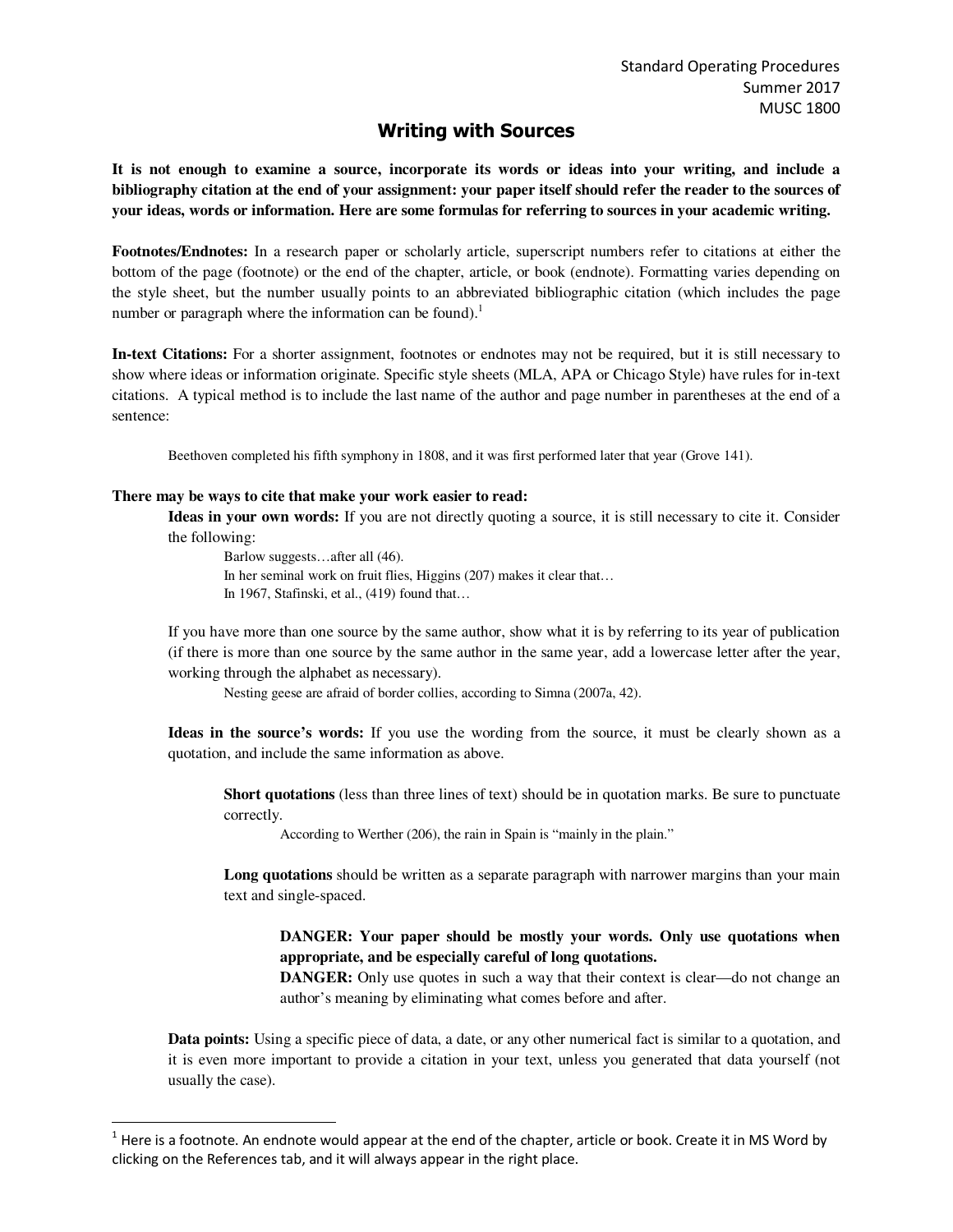Standard Operating Procedures
Summer 2017
MUSC 1800

# Writing with Sources

**It is not enough to examine a source, incorporate its words or ideas into your writing, and include a bibliography citation at the end of your assignment: your paper itself should refer the reader to the sources of your ideas, words or information. Here are some formulas for referring to sources in your academic writing.**

**Footnotes/Endnotes:** In a research paper or scholarly article, superscript numbers refer to citations at either the bottom of the page (footnote) or the end of the chapter, article, or book (endnote). Formatting varies depending on the style sheet, but the number usually points to an abbreviated bibliographic citation (which includes the page number or paragraph where the information can be found).[1]

**In-text Citations:** For a shorter assignment, footnotes or endnotes may not be required, but it is still necessary to show where ideas or information originate. Specific style sheets (MLA, APA or Chicago Style) have rules for in-text citations. A typical method is to include the last name of the author and page number in parentheses at the end of a sentence:

> Beethoven completed his fifth symphony in 1808, and it was first performed later that year (Grove 141).

**There may be ways to cite that make your work easier to read:**

**Ideas in your own words:** If you are not directly quoting a source, it is still necessary to cite it. Consider the following:

> Barlow suggests…after all (46).
> In her seminal work on fruit flies, Higgins (207) makes it clear that…
> In 1967, Stafinski, et al., (419) found that…

If you have more than one source by the same author, show what it is by referring to its year of publication (if there is more than one source by the same author in the same year, add a lowercase letter after the year, working through the alphabet as necessary).

> Nesting geese are afraid of border collies, according to Simna (2007a, 42).

**Ideas in the source's words:** If you use the wording from the source, it must be clearly shown as a quotation, and include the same information as above.

**Short quotations** (less than three lines of text) should be in quotation marks. Be sure to punctuate correctly.

> According to Werther (206), the rain in Spain is "mainly in the plain."

**Long quotations** should be written as a separate paragraph with narrower margins than your main text and single-spaced.

> **DANGER: Your paper should be mostly your words. Only use quotations when appropriate, and be especially careful of long quotations.**
> **DANGER:** Only use quotes in such a way that their context is clear—do not change an author's meaning by eliminating what comes before and after.

**Data points:** Using a specific piece of data, a date, or any other numerical fact is similar to a quotation, and it is even more important to provide a citation in your text, unless you generated that data yourself (not usually the case).

---

[1] Here is a footnote. An endnote would appear at the end of the chapter, article or book. Create it in MS Word by clicking on the References tab, and it will always appear in the right place.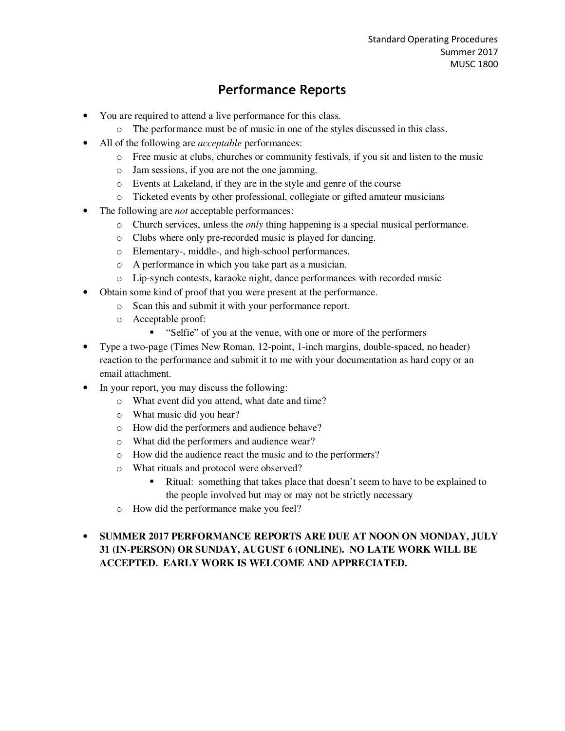Standard Operating Procedures
Summer 2017
MUSC 1800

# Performance Reports

- You are required to attend a live performance for this class.
  - The performance must be of music in one of the styles discussed in this class.
- All of the following are *acceptable* performances:
  - Free music at clubs, churches or community festivals, if you sit and listen to the music
  - Jam sessions, if you are not the one jamming.
  - Events at Lakeland, if they are in the style and genre of the course
  - Ticketed events by other professional, collegiate or gifted amateur musicians
- The following are *not* acceptable performances:
  - Church services, unless the *only* thing happening is a special musical performance.
  - Clubs where only pre-recorded music is played for dancing.
  - Elementary-, middle-, and high-school performances.
  - A performance in which you take part as a musician.
  - Lip-synch contests, karaoke night, dance performances with recorded music
- Obtain some kind of proof that you were present at the performance.
  - Scan this and submit it with your performance report.
  - Acceptable proof:
    - "Selfie" of you at the venue, with one or more of the performers
- Type a two-page (Times New Roman, 12-point, 1-inch margins, double-spaced, no header) reaction to the performance and submit it to me with your documentation as hard copy or an email attachment.
- In your report, you may discuss the following:
  - What event did you attend, what date and time?
  - What music did you hear?
  - How did the performers and audience behave?
  - What did the performers and audience wear?
  - How did the audience react the music and to the performers?
  - What rituals and protocol were observed?
    - Ritual: something that takes place that doesn't seem to have to be explained to the people involved but may or may not be strictly necessary
  - How did the performance make you feel?

- **SUMMER 2017 PERFORMANCE REPORTS ARE DUE AT NOON ON MONDAY, JULY 31 (IN-PERSON) OR SUNDAY, AUGUST 6 (ONLINE). NO LATE WORK WILL BE ACCEPTED. EARLY WORK IS WELCOME AND APPRECIATED.**